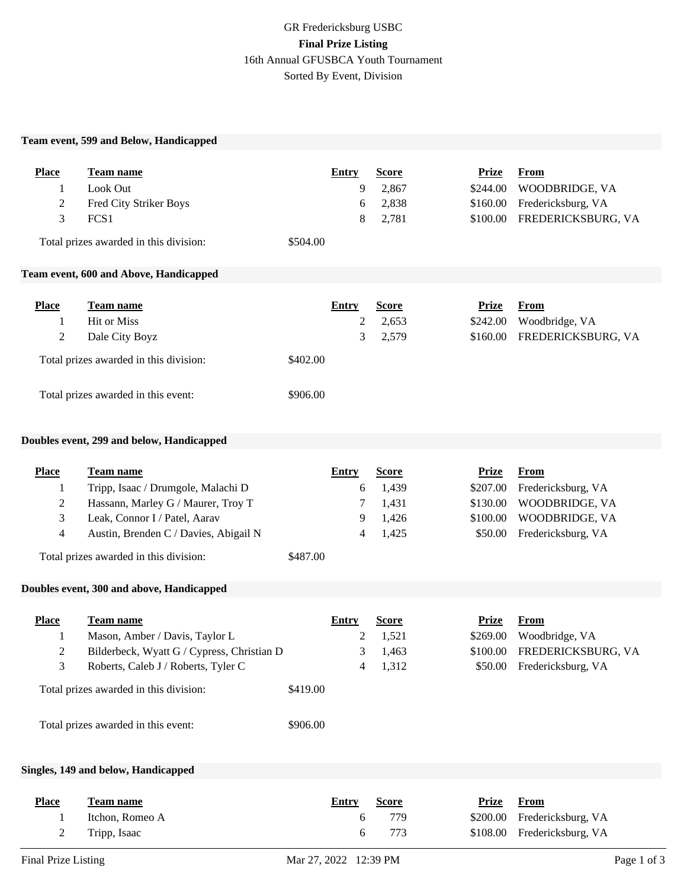# GR Fredericksburg USBC

**Final Prize Listing**

16th Annual GFUSBCA Youth Tournament

Sorted By Event, Division

## Team event, 599 and Below, Handicapped

| Place | Team name | Entry | Score | Prize | From |
|---|---|---|---|---|---|
| 1 | Look Out | 9 | 2,867 | $244.00 | WOODBRIDGE, VA |
| 2 | Fred City Striker Boys | 6 | 2,838 | $160.00 | Fredericksburg, VA |
| 3 | FCS1 | 8 | 2,781 | $100.00 | FREDERICKSBURG, VA |

Total prizes awarded in this division: $504.00

## Team event, 600 and Above, Handicapped

| Place | Team name | Entry | Score | Prize | From |
|---|---|---|---|---|---|
| 1 | Hit or Miss | 2 | 2,653 | $242.00 | Woodbridge, VA |
| 2 | Dale City Boyz | 3 | 2,579 | $160.00 | FREDERICKSBURG, VA |

Total prizes awarded in this division: $402.00

Total prizes awarded in this event: $906.00

## Doubles event, 299 and below, Handicapped

| Place | Team name | Entry | Score | Prize | From |
|---|---|---|---|---|---|
| 1 | Tripp, Isaac / Drumgole, Malachi D | 6 | 1,439 | $207.00 | Fredericksburg, VA |
| 2 | Hassann, Marley G / Maurer, Troy T | 7 | 1,431 | $130.00 | WOODBRIDGE, VA |
| 3 | Leak, Connor I / Patel, Aarav | 9 | 1,426 | $100.00 | WOODBRIDGE, VA |
| 4 | Austin, Brenden C / Davies, Abigail N | 4 | 1,425 | $50.00 | Fredericksburg, VA |

Total prizes awarded in this division: $487.00

## Doubles event, 300 and above, Handicapped

| Place | Team name | Entry | Score | Prize | From |
|---|---|---|---|---|---|
| 1 | Mason, Amber / Davis, Taylor L | 2 | 1,521 | $269.00 | Woodbridge, VA |
| 2 | Bilderbeck, Wyatt G / Cypress, Christian D | 3 | 1,463 | $100.00 | FREDERICKSBURG, VA |
| 3 | Roberts, Caleb J / Roberts, Tyler C | 4 | 1,312 | $50.00 | Fredericksburg, VA |

Total prizes awarded in this division: $419.00

Total prizes awarded in this event: $906.00

## Singles, 149 and below, Handicapped

| Place | Team name | Entry | Score | Prize | From |
|---|---|---|---|---|---|
| 1 | Itchon, Romeo A | 6 | 779 | $200.00 | Fredericksburg, VA |
| 2 | Tripp, Isaac | 6 | 773 | $108.00 | Fredericksburg, VA |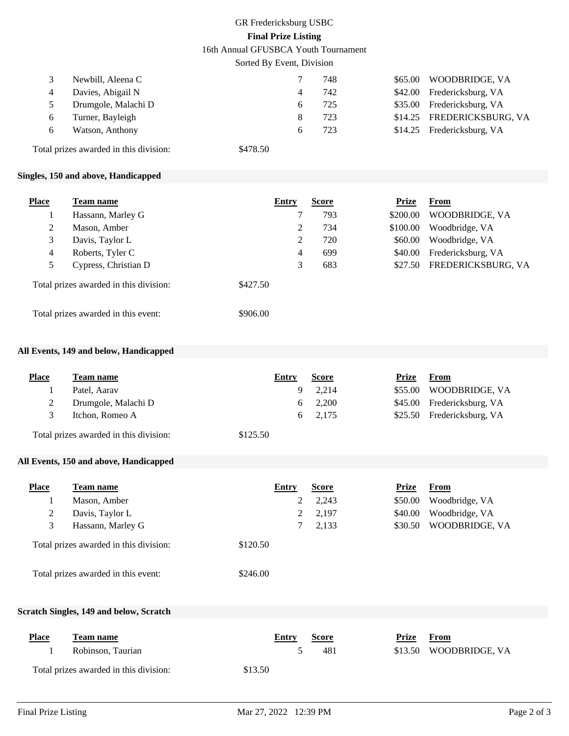GR Fredericksburg USBC

**Final Prize Listing**

16th Annual GFUSBCA Youth Tournament

Sorted By Event, Division

| Place | Team name | Entry | Score | Prize | From |
|---|---|---|---|---|---|
| 3 | Newbill, Aleena C | 7 | 748 | $65.00 | WOODBRIDGE, VA |
| 4 | Davies, Abigail N | 4 | 742 | $42.00 | Fredericksburg, VA |
| 5 | Drumgole, Malachi D | 6 | 725 | $35.00 | Fredericksburg, VA |
| 6 | Turner, Bayleigh | 8 | 723 | $14.25 | FREDERICKSBURG, VA |
| 6 | Watson, Anthony | 6 | 723 | $14.25 | Fredericksburg, VA |

Total prizes awarded in this division: $478.50

### Singles, 150 and above, Handicapped

| Place | Team name | Entry | Score | Prize | From |
|---|---|---|---|---|---|
| 1 | Hassann, Marley G | 7 | 793 | $200.00 | WOODBRIDGE, VA |
| 2 | Mason, Amber | 2 | 734 | $100.00 | Woodbridge, VA |
| 3 | Davis, Taylor L | 2 | 720 | $60.00 | Woodbridge, VA |
| 4 | Roberts, Tyler C | 4 | 699 | $40.00 | Fredericksburg, VA |
| 5 | Cypress, Christian D | 3 | 683 | $27.50 | FREDERICKSBURG, VA |

Total prizes awarded in this division: $427.50

Total prizes awarded in this event: $906.00

### All Events, 149 and below, Handicapped

| Place | Team name | Entry | Score | Prize | From |
|---|---|---|---|---|---|
| 1 | Patel, Aarav | 9 | 2,214 | $55.00 | WOODBRIDGE, VA |
| 2 | Drumgole, Malachi D | 6 | 2,200 | $45.00 | Fredericksburg, VA |
| 3 | Itchon, Romeo A | 6 | 2,175 | $25.50 | Fredericksburg, VA |

Total prizes awarded in this division: $125.50

### All Events, 150 and above, Handicapped

| Place | Team name | Entry | Score | Prize | From |
|---|---|---|---|---|---|
| 1 | Mason, Amber | 2 | 2,243 | $50.00 | Woodbridge, VA |
| 2 | Davis, Taylor L | 2 | 2,197 | $40.00 | Woodbridge, VA |
| 3 | Hassann, Marley G | 7 | 2,133 | $30.50 | WOODBRIDGE, VA |

Total prizes awarded in this division: $120.50

Total prizes awarded in this event: $246.00

### Scratch Singles, 149 and below, Scratch

| Place | Team name | Entry | Score | Prize | From |
|---|---|---|---|---|---|
| 1 | Robinson, Taurian | 5 | 481 | $13.50 | WOODBRIDGE, VA |

Total prizes awarded in this division: $13.50

Final Prize Listing    Mar 27, 2022 12:39 PM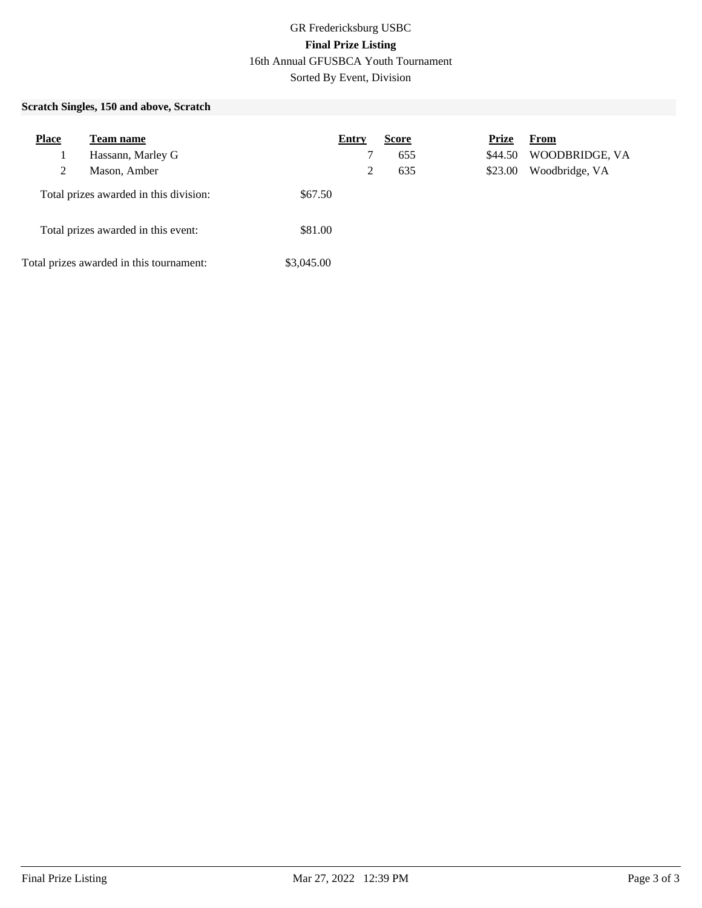GR Fredericksburg USBC

**Final Prize Listing**

16th Annual GFUSBCA Youth Tournament

Sorted By Event, Division

**Scratch Singles, 150 and above, Scratch**

| Place | Team name | Entry | Score | Prize | From |
|---|---|---|---|---|---|
| 1 | Hassann, Marley G | 7 | 655 | \$44.50 | WOODBRIDGE, VA |
| 2 | Mason, Amber | 2 | 635 | \$23.00 | Woodbridge, VA |

Total prizes awarded in this division: \$67.50

Total prizes awarded in this event: \$81.00

Total prizes awarded in this tournament: \$3,045.00

Final Prize Listing — Mar 27, 2022 12:39 PM